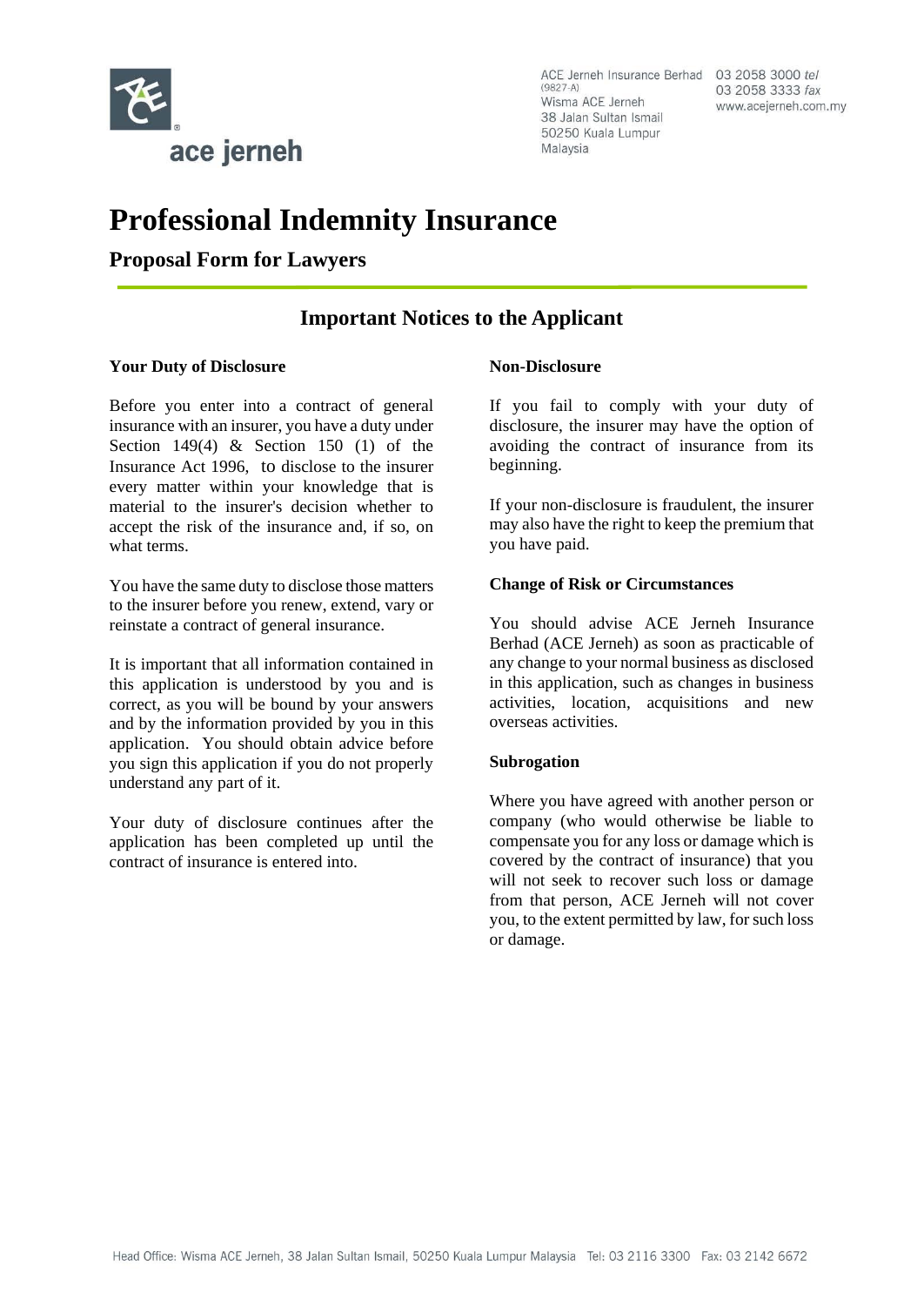ace jerneh

ACE Jerneh Insurance Berhad (9827-A)
Wisma ACE Jerneh
38 Jalan Sultan Ismail
50250 Kuala Lumpur
Malaysia

03 2058 3000 *tel*
03 2058 3333 *fax*
www.acejerneh.com.my

# Professional Indemnity Insurance

## Proposal Form for Lawyers

## Important Notices to the Applicant

### Your Duty of Disclosure

Before you enter into a contract of general insurance with an insurer, you have a duty under Section 149(4) & Section 150 (1) of the Insurance Act 1996, to disclose to the insurer every matter within your knowledge that is material to the insurer's decision whether to accept the risk of the insurance and, if so, on what terms.

You have the same duty to disclose those matters to the insurer before you renew, extend, vary or reinstate a contract of general insurance.

It is important that all information contained in this application is understood by you and is correct, as you will be bound by your answers and by the information provided by you in this application. You should obtain advice before you sign this application if you do not properly understand any part of it.

Your duty of disclosure continues after the application has been completed up until the contract of insurance is entered into.

### Non-Disclosure

If you fail to comply with your duty of disclosure, the insurer may have the option of avoiding the contract of insurance from its beginning.

If your non-disclosure is fraudulent, the insurer may also have the right to keep the premium that you have paid.

### Change of Risk or Circumstances

You should advise ACE Jerneh Insurance Berhad (ACE Jerneh) as soon as practicable of any change to your normal business as disclosed in this application, such as changes in business activities, location, acquisitions and new overseas activities.

### Subrogation

Where you have agreed with another person or company (who would otherwise be liable to compensate you for any loss or damage which is covered by the contract of insurance) that you will not seek to recover such loss or damage from that person, ACE Jerneh will not cover you, to the extent permitted by law, for such loss or damage.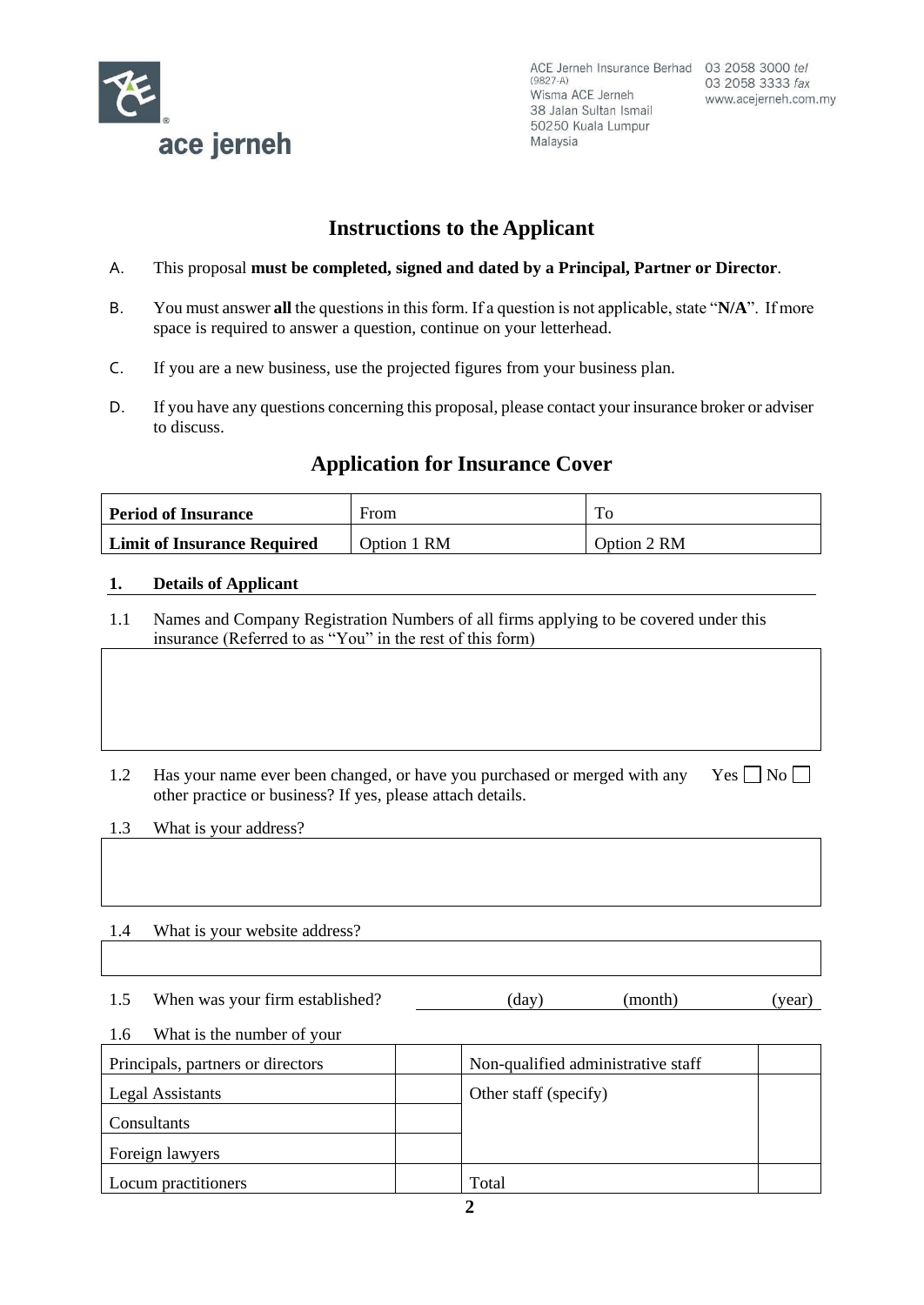ACE Jerneh Insurance Berhad (9827-A)
Wisma ACE Jerneh
38 Jalan Sultan Ismail
50250 Kuala Lumpur
Malaysia

03 2058 3000 *tel*
03 2058 3333 *fax*
www.acejerneh.com.my

## Instructions to the Applicant

A. This proposal **must be completed, signed and dated by a Principal, Partner or Director**.

B. You must answer **all** the questions in this form. If a question is not applicable, state "**N/A**". If more space is required to answer a question, continue on your letterhead.

C. If you are a new business, use the projected figures from your business plan.

D. If you have any questions concerning this proposal, please contact your insurance broker or adviser to discuss.

## Application for Insurance Cover

| **Period of Insurance** | From | To |
|---|---|---|
| **Limit of Insurance Required** | Option 1 RM | Option 2 RM |

### 1. Details of Applicant

1.1 Names and Company Registration Numbers of all firms applying to be covered under this insurance (Referred to as "You" in the rest of this form)

&nbsp;

1.2 Has your name ever been changed, or have you purchased or merged with any other practice or business? If yes, please attach details. Yes ☐ No ☐

1.3 What is your address?

&nbsp;

1.4 What is your website address?

&nbsp;

1.5 When was your firm established? (day) (month) (year)

1.6 What is the number of your

| Principals, partners or directors | | Non-qualified administrative staff | |
|---|---|---|---|
| Legal Assistants | | Other staff (specify) | |
| Consultants | | | |
| Foreign lawyers | | | |
| Locum practitioners | | Total | |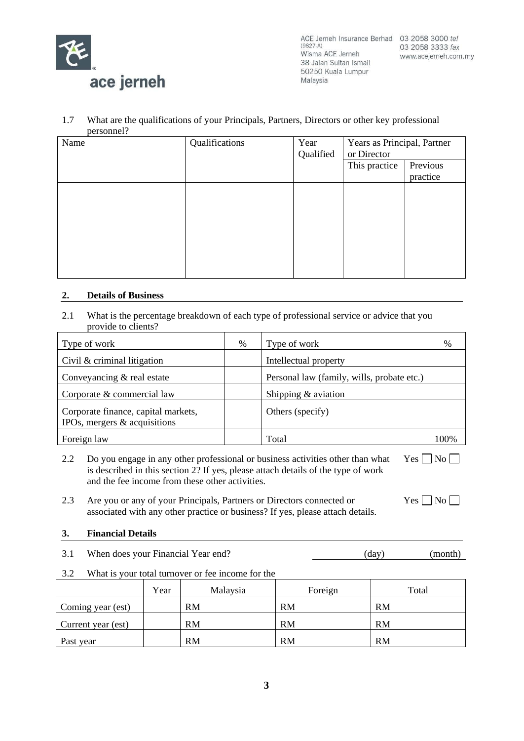1.7 What are the qualifications of your Principals, Partners, Directors or other key professional personnel?

| Name | Qualifications | Year Qualified | Years as Principal, Partner or Director | |
|---|---|---|---|---|
| | | | This practice | Previous practice |
| | | | | |

## 2. Details of Business

2.1 What is the percentage breakdown of each type of professional service or advice that you provide to clients?

| Type of work | % | Type of work | % |
|---|---|---|---|
| Civil & criminal litigation | | Intellectual property | |
| Conveyancing & real estate | | Personal law (family, wills, probate etc.) | |
| Corporate & commercial law | | Shipping & aviation | |
| Corporate finance, capital markets, IPOs, mergers & acquisitions | | Others (specify) | |
| Foreign law | | Total | 100% |

2.2 Do you engage in any other professional or business activities other than what is described in this section 2? If yes, please attach details of the type of work and the fee income from these other activities. Yes ☐ No ☐

2.3 Are you or any of your Principals, Partners or Directors connected or associated with any other practice or business? If yes, please attach details. Yes ☐ No ☐

## 3. Financial Details

3.1 When does your Financial Year end? ________ (day) ________ (month)

3.2 What is your total turnover or fee income for the

| | Year | Malaysia | Foreign | Total |
|---|---|---|---|---|
| Coming year (est) | | RM | RM | RM |
| Current year (est) | | RM | RM | RM |
| Past year | | RM | RM | RM |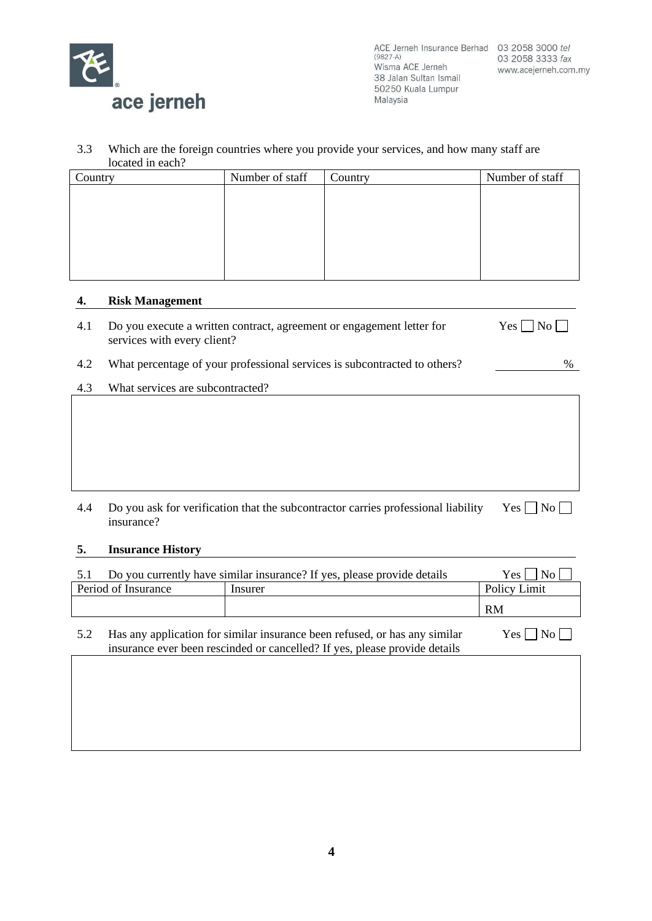3.3 Which are the foreign countries where you provide your services, and how many staff are located in each?

| Country | Number of staff | Country | Number of staff |
|---|---|---|---|
| | | | |

## 4. Risk Management

4.1 Do you execute a written contract, agreement or engagement letter for services with every client? Yes ☐ No ☐

4.2 What percentage of your professional services is subcontracted to others? ______ %

4.3 What services are subcontracted?

| |
|---|
| |

4.4 Do you ask for verification that the subcontractor carries professional liability insurance? Yes ☐ No ☐

## 5. Insurance History

5.1 Do you currently have similar insurance? If yes, please provide details Yes ☐ No ☐

| Period of Insurance | Insurer | Policy Limit |
|---|---|---|
| | | RM |

5.2 Has any application for similar insurance been refused, or has any similar insurance ever been rescinded or cancelled? If yes, please provide details Yes ☐ No ☐

| |
|---|
| |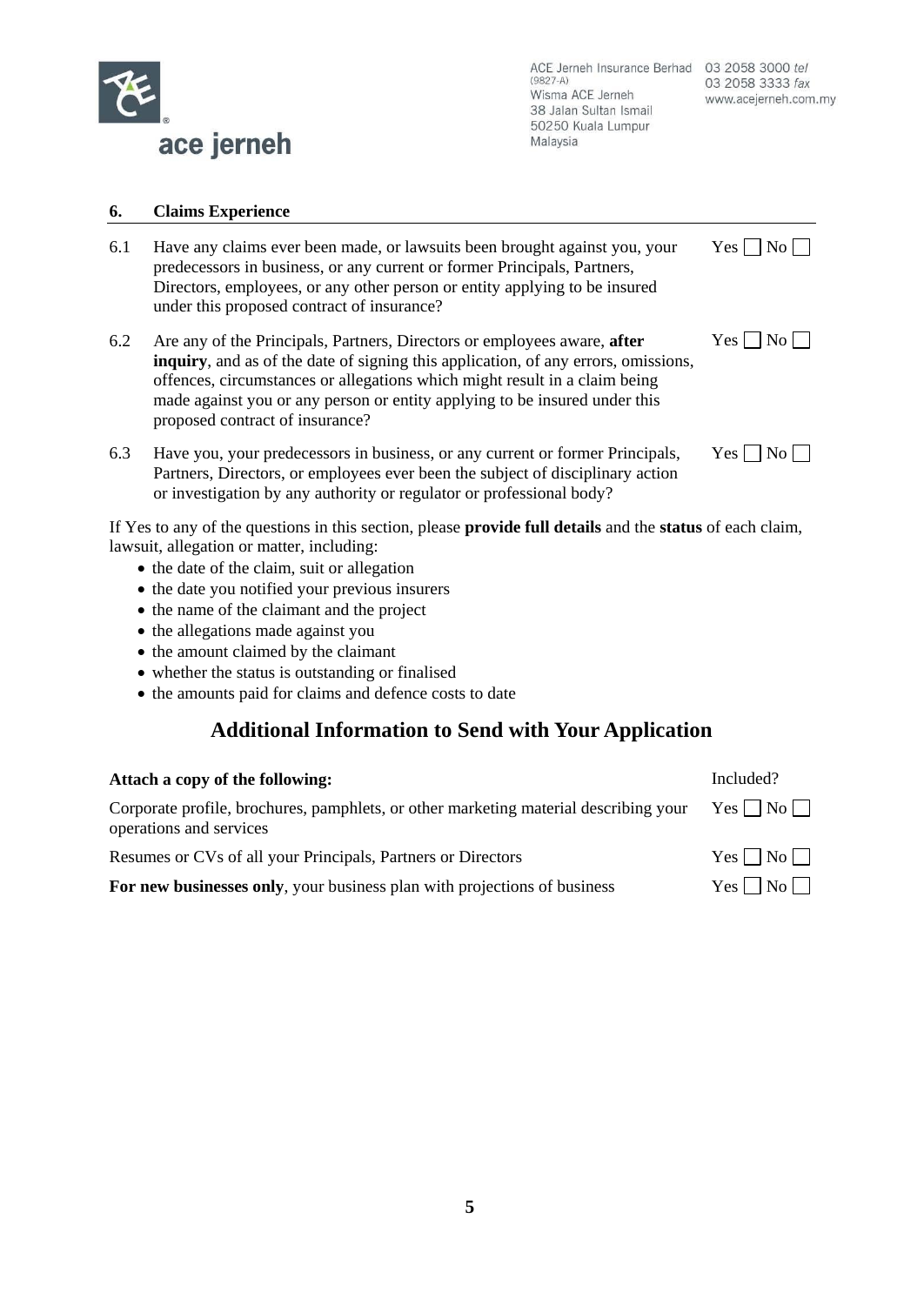## 6. Claims Experience

| | | |
|---|---|---|
| 6.1 | Have any claims ever been made, or lawsuits been brought against you, your predecessors in business, or any current or former Principals, Partners, Directors, employees, or any other person or entity applying to be insured under this proposed contract of insurance? | Yes ☐ No ☐ |
| 6.2 | Are any of the Principals, Partners, Directors or employees aware, **after inquiry**, and as of the date of signing this application, of any errors, omissions, offences, circumstances or allegations which might result in a claim being made against you or any person or entity applying to be insured under this proposed contract of insurance? | Yes ☐ No ☐ |
| 6.3 | Have you, your predecessors in business, or any current or former Principals, Partners, Directors, or employees ever been the subject of disciplinary action or investigation by any authority or regulator or professional body? | Yes ☐ No ☐ |

If Yes to any of the questions in this section, please **provide full details** and the **status** of each claim, lawsuit, allegation or matter, including:

- the date of the claim, suit or allegation
- the date you notified your previous insurers
- the name of the claimant and the project
- the allegations made against you
- the amount claimed by the claimant
- whether the status is outstanding or finalised
- the amounts paid for claims and defence costs to date

# Additional Information to Send with Your Application

| **Attach a copy of the following:** | Included? |
|---|---|
| Corporate profile, brochures, pamphlets, or other marketing material describing your operations and services | Yes ☐ No ☐ |
| Resumes or CVs of all your Principals, Partners or Directors | Yes ☐ No ☐ |
| **For new businesses only**, your business plan with projections of business | Yes ☐ No ☐ |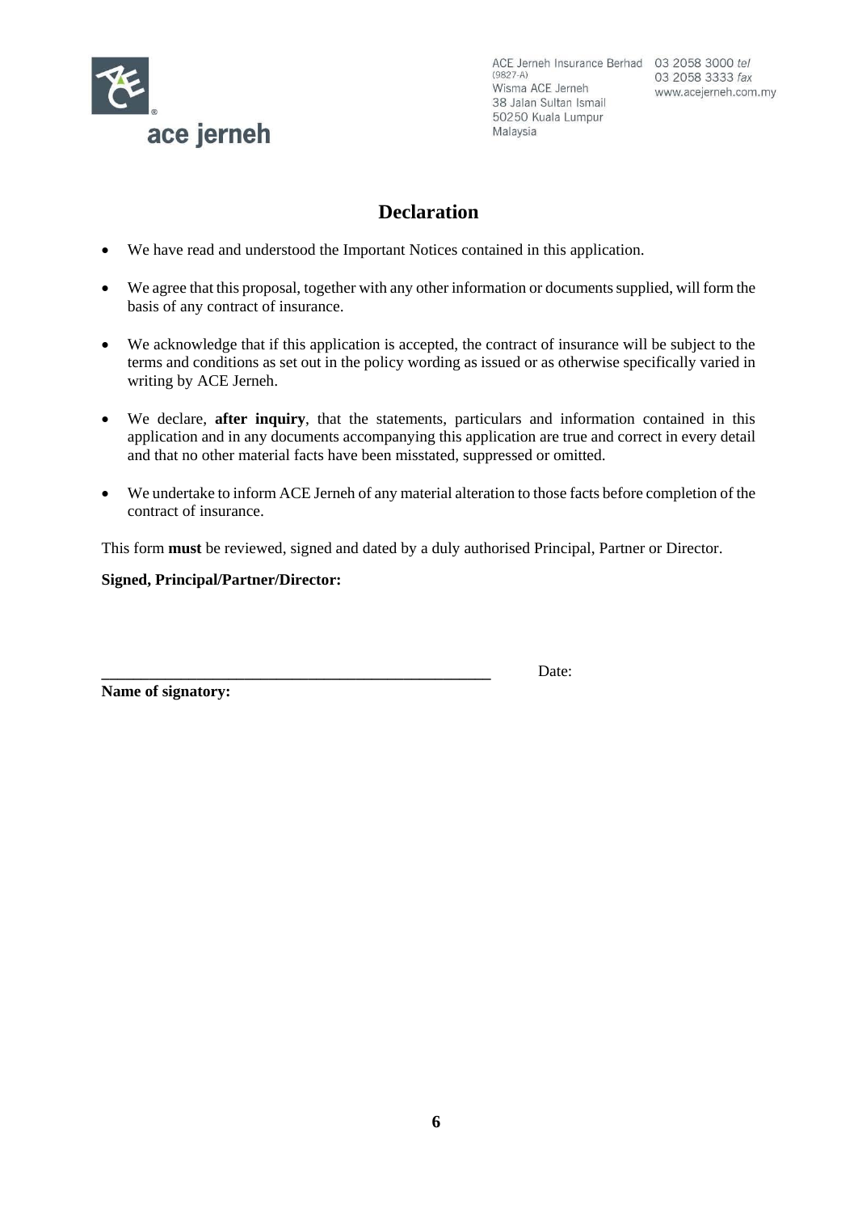ace jerneh

ACE Jerneh Insurance Berhad
(9827-A)
Wisma ACE Jerneh
38 Jalan Sultan Ismail
50250 Kuala Lumpur
Malaysia

03 2058 3000 *tel*
03 2058 3333 *fax*
www.acejerneh.com.my

# Declaration

- We have read and understood the Important Notices contained in this application.
- We agree that this proposal, together with any other information or documents supplied, will form the basis of any contract of insurance.
- We acknowledge that if this application is accepted, the contract of insurance will be subject to the terms and conditions as set out in the policy wording as issued or as otherwise specifically varied in writing by ACE Jerneh.
- We declare, **after inquiry**, that the statements, particulars and information contained in this application and in any documents accompanying this application are true and correct in every detail and that no other material facts have been misstated, suppressed or omitted.
- We undertake to inform ACE Jerneh of any material alteration to those facts before completion of the contract of insurance.

This form **must** be reviewed, signed and dated by a duly authorised Principal, Partner or Director.

**Signed, Principal/Partner/Director:**

\_\_\_\_\_\_\_\_\_\_\_\_\_\_\_\_\_\_\_\_\_\_\_\_\_\_\_\_\_\_\_\_\_\_\_\_\_\_\_\_\_\_\_\_\_\_\_\_ Date:

**Name of signatory:**